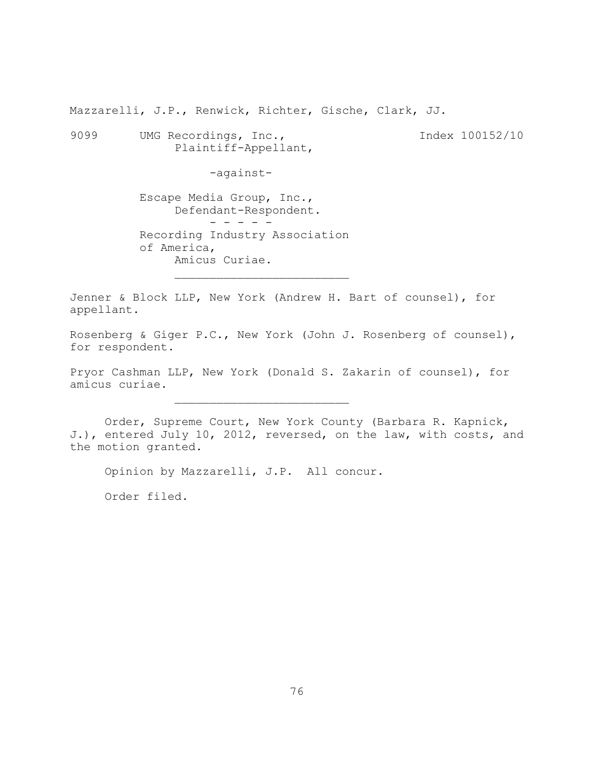Mazzarelli, J.P., Renwick, Richter, Gische, Clark, JJ.

9099 UMG Recordings, Inc., Index 100152/10
Plaintiff-Appellant,

-against-

Escape Media Group, Inc.,
Defendant-Respondent.

\- - - - -

Recording Industry Association
of America,
Amicus Curiae.

\_\_\_\_\_\_\_\_\_\_\_\_\_\_\_\_\_\_\_\_\_\_\_\_

Jenner & Block LLP, New York (Andrew H. Bart of counsel), for appellant.

Rosenberg & Giger P.C., New York (John J. Rosenberg of counsel), for respondent.

Pryor Cashman LLP, New York (Donald S. Zakarin of counsel), for amicus curiae.

\_\_\_\_\_\_\_\_\_\_\_\_\_\_\_\_\_\_\_\_\_\_\_\_

Order, Supreme Court, New York County (Barbara R. Kapnick, J.), entered July 10, 2012, reversed, on the law, with costs, and the motion granted.

Opinion by Mazzarelli, J.P. All concur.

Order filed.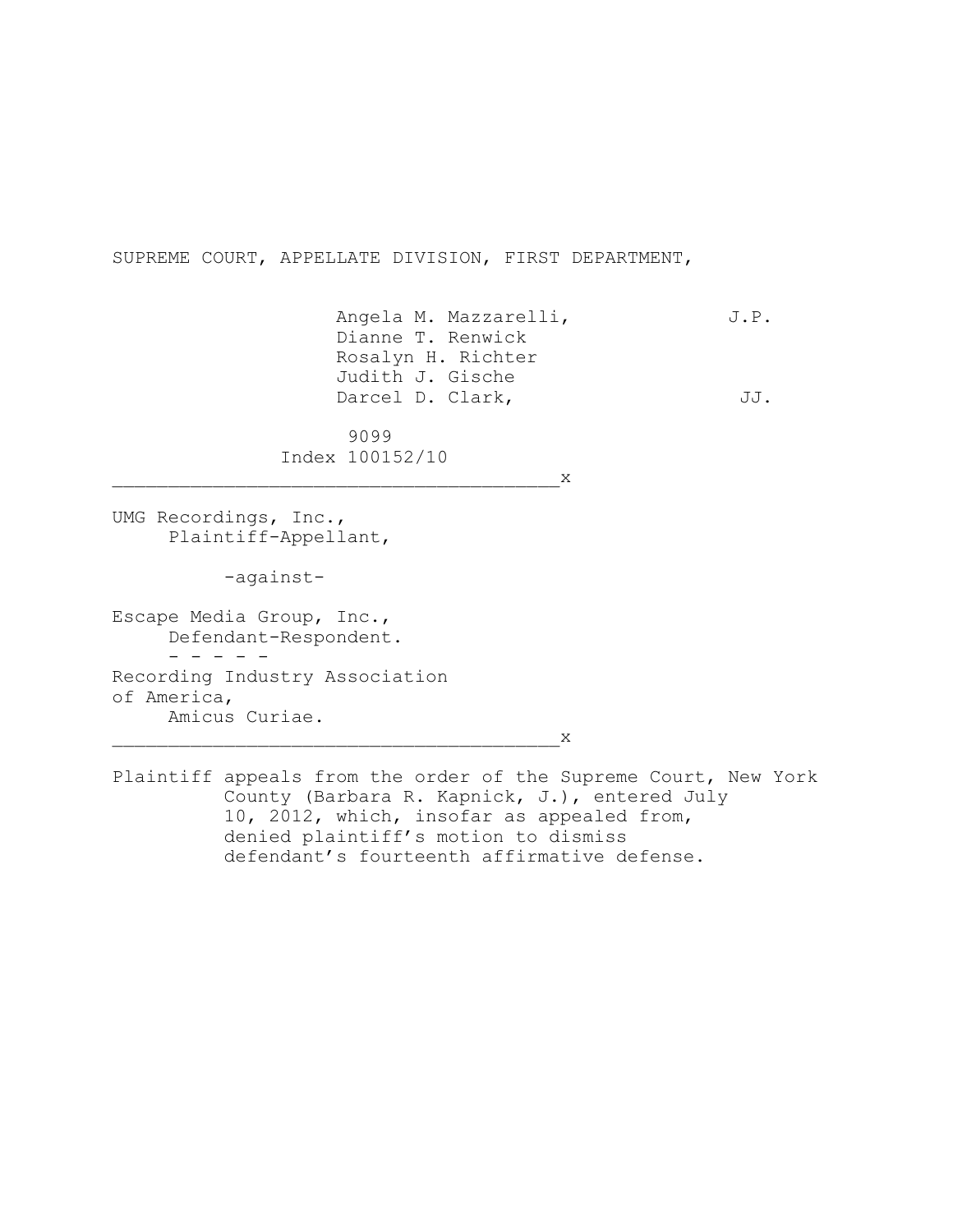SUPREME COURT, APPELLATE DIVISION, FIRST DEPARTMENT,

Angela M. Mazzarelli, J.P.
Dianne T. Renwick
Rosalyn H. Richter
Judith J. Gische
Darcel D. Clark, JJ.

9099
Index 100152/10

______________________________________x

UMG Recordings, Inc.,
Plaintiff-Appellant,

-against-

Escape Media Group, Inc.,
Defendant-Respondent.
- - - - -
Recording Industry Association of America,
Amicus Curiae.

______________________________________x

Plaintiff appeals from the order of the Supreme Court, New York County (Barbara R. Kapnick, J.), entered July 10, 2012, which, insofar as appealed from, denied plaintiff's motion to dismiss defendant's fourteenth affirmative defense.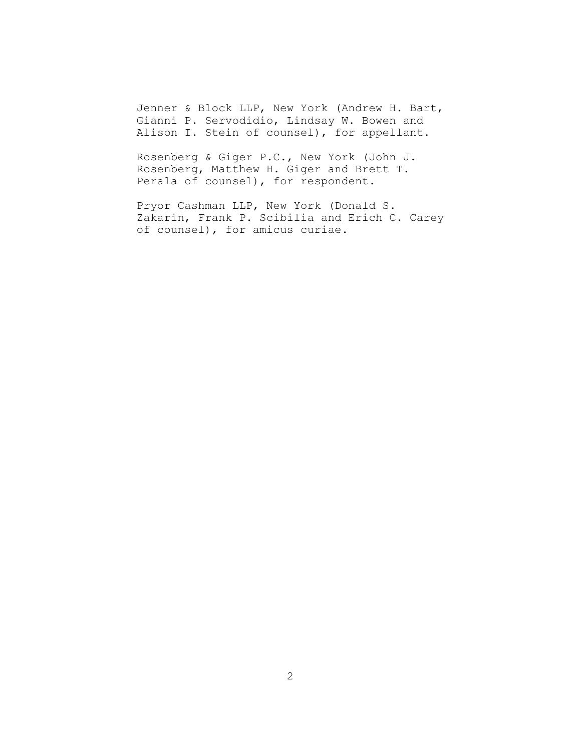Jenner & Block LLP, New York (Andrew H. Bart, Gianni P. Servodidio, Lindsay W. Bowen and Alison I. Stein of counsel), for appellant.

Rosenberg & Giger P.C., New York (John J. Rosenberg, Matthew H. Giger and Brett T. Perala of counsel), for respondent.

Pryor Cashman LLP, New York (Donald S. Zakarin, Frank P. Scibilia and Erich C. Carey of counsel), for amicus curiae.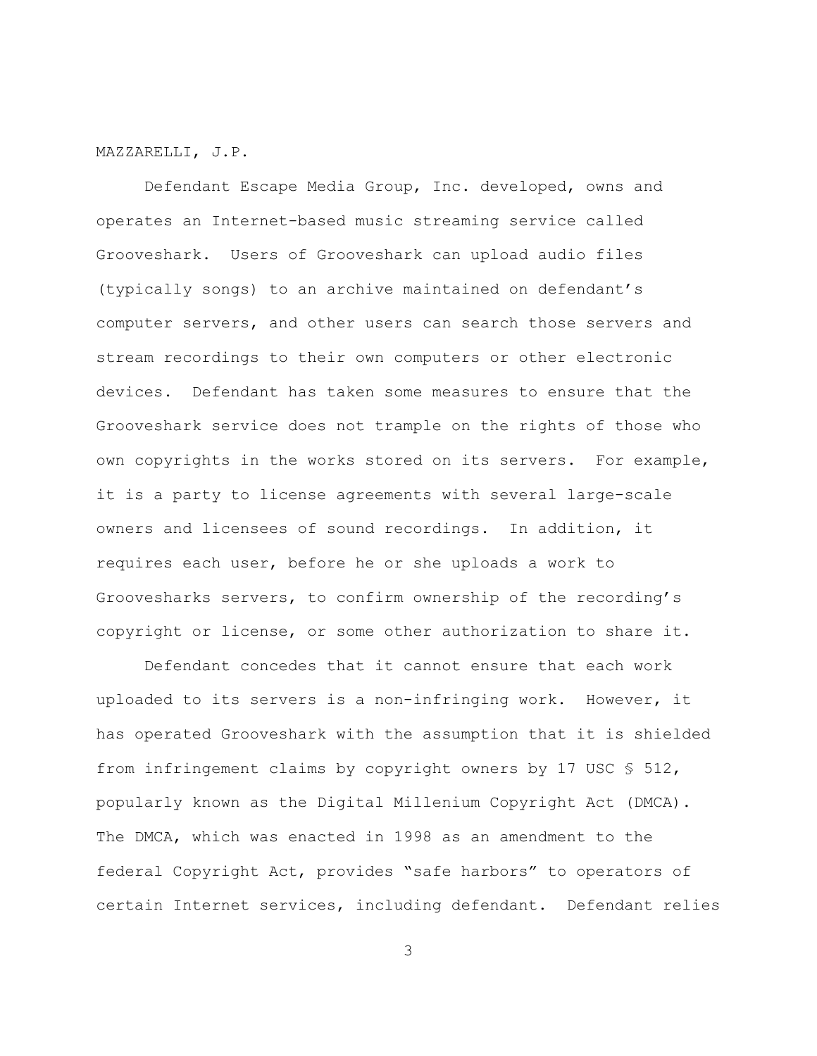MAZZARELLI, J.P.

Defendant Escape Media Group, Inc. developed, owns and operates an Internet-based music streaming service called Grooveshark. Users of Grooveshark can upload audio files (typically songs) to an archive maintained on defendant's computer servers, and other users can search those servers and stream recordings to their own computers or other electronic devices. Defendant has taken some measures to ensure that the Grooveshark service does not trample on the rights of those who own copyrights in the works stored on its servers. For example, it is a party to license agreements with several large-scale owners and licensees of sound recordings. In addition, it requires each user, before he or she uploads a work to Groovesharks servers, to confirm ownership of the recording's copyright or license, or some other authorization to share it.

Defendant concedes that it cannot ensure that each work uploaded to its servers is a non-infringing work. However, it has operated Grooveshark with the assumption that it is shielded from infringement claims by copyright owners by 17 USC § 512, popularly known as the Digital Millenium Copyright Act (DMCA). The DMCA, which was enacted in 1998 as an amendment to the federal Copyright Act, provides "safe harbors" to operators of certain Internet services, including defendant. Defendant relies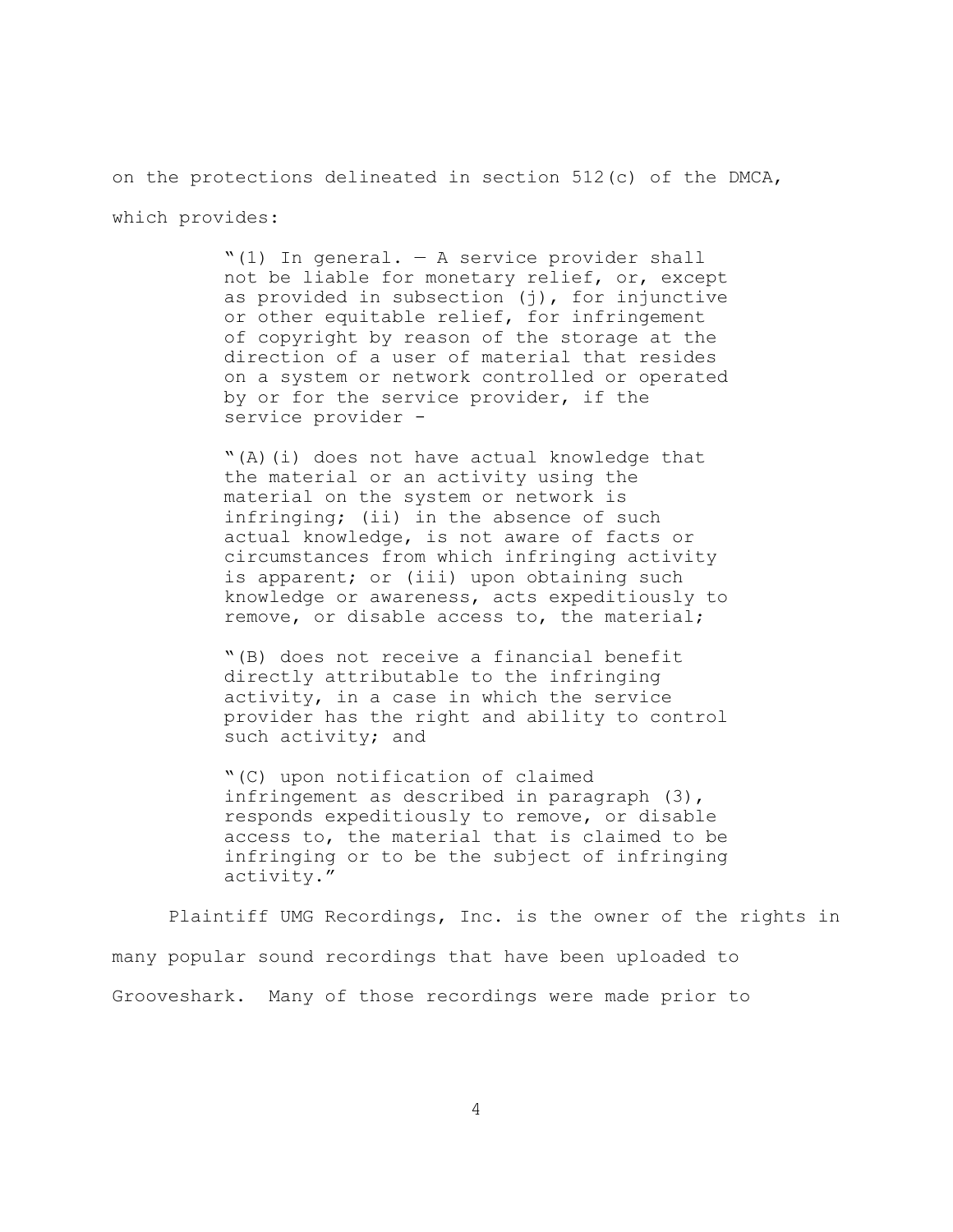on the protections delineated in section 512(c) of the DMCA, which provides:

> "(1) In general. — A service provider shall not be liable for monetary relief, or, except as provided in subsection (j), for injunctive or other equitable relief, for infringement of copyright by reason of the storage at the direction of a user of material that resides on a system or network controlled or operated by or for the service provider, if the service provider -
>
> "(A)(i) does not have actual knowledge that the material or an activity using the material on the system or network is infringing; (ii) in the absence of such actual knowledge, is not aware of facts or circumstances from which infringing activity is apparent; or (iii) upon obtaining such knowledge or awareness, acts expeditiously to remove, or disable access to, the material;
>
> "(B) does not receive a financial benefit directly attributable to the infringing activity, in a case in which the service provider has the right and ability to control such activity; and
>
> "(C) upon notification of claimed infringement as described in paragraph (3), responds expeditiously to remove, or disable access to, the material that is claimed to be infringing or to be the subject of infringing activity."

Plaintiff UMG Recordings, Inc. is the owner of the rights in many popular sound recordings that have been uploaded to Grooveshark. Many of those recordings were made prior to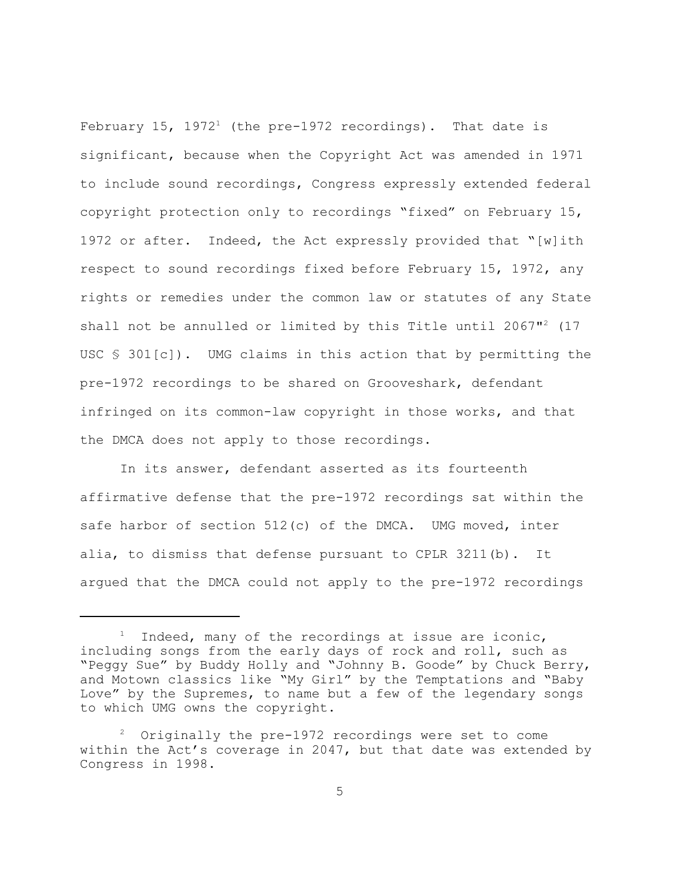February 15, 1972[1] (the pre-1972 recordings). That date is significant, because when the Copyright Act was amended in 1971 to include sound recordings, Congress expressly extended federal copyright protection only to recordings "fixed" on February 15, 1972 or after. Indeed, the Act expressly provided that "[w]ith respect to sound recordings fixed before February 15, 1972, any rights or remedies under the common law or statutes of any State shall not be annulled or limited by this Title until 2067"[2] (17 USC § 301[c]). UMG claims in this action that by permitting the pre-1972 recordings to be shared on Grooveshark, defendant infringed on its common-law copyright in those works, and that the DMCA does not apply to those recordings.

In its answer, defendant asserted as its fourteenth affirmative defense that the pre-1972 recordings sat within the safe harbor of section 512(c) of the DMCA. UMG moved, inter alia, to dismiss that defense pursuant to CPLR 3211(b). It argued that the DMCA could not apply to the pre-1972 recordings

---

[1] Indeed, many of the recordings at issue are iconic, including songs from the early days of rock and roll, such as "Peggy Sue" by Buddy Holly and "Johnny B. Goode" by Chuck Berry, and Motown classics like "My Girl" by the Temptations and "Baby Love" by the Supremes, to name but a few of the legendary songs to which UMG owns the copyright.

[2] Originally the pre-1972 recordings were set to come within the Act's coverage in 2047, but that date was extended by Congress in 1998.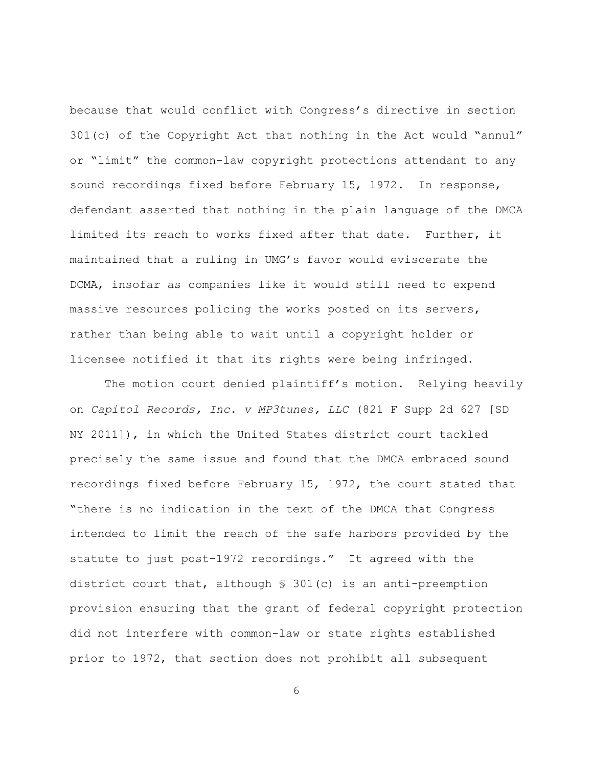because that would conflict with Congress's directive in section 301(c) of the Copyright Act that nothing in the Act would "annul" or "limit" the common-law copyright protections attendant to any sound recordings fixed before February 15, 1972. In response, defendant asserted that nothing in the plain language of the DMCA limited its reach to works fixed after that date. Further, it maintained that a ruling in UMG's favor would eviscerate the DCMA, insofar as companies like it would still need to expend massive resources policing the works posted on its servers, rather than being able to wait until a copyright holder or licensee notified it that its rights were being infringed.

The motion court denied plaintiff's motion. Relying heavily on *Capitol Records, Inc. v MP3tunes, LLC* (821 F Supp 2d 627 [SD NY 2011]), in which the United States district court tackled precisely the same issue and found that the DMCA embraced sound recordings fixed before February 15, 1972, the court stated that "there is no indication in the text of the DMCA that Congress intended to limit the reach of the safe harbors provided by the statute to just post-1972 recordings." It agreed with the district court that, although § 301(c) is an anti-preemption provision ensuring that the grant of federal copyright protection did not interfere with common-law or state rights established prior to 1972, that section does not prohibit all subsequent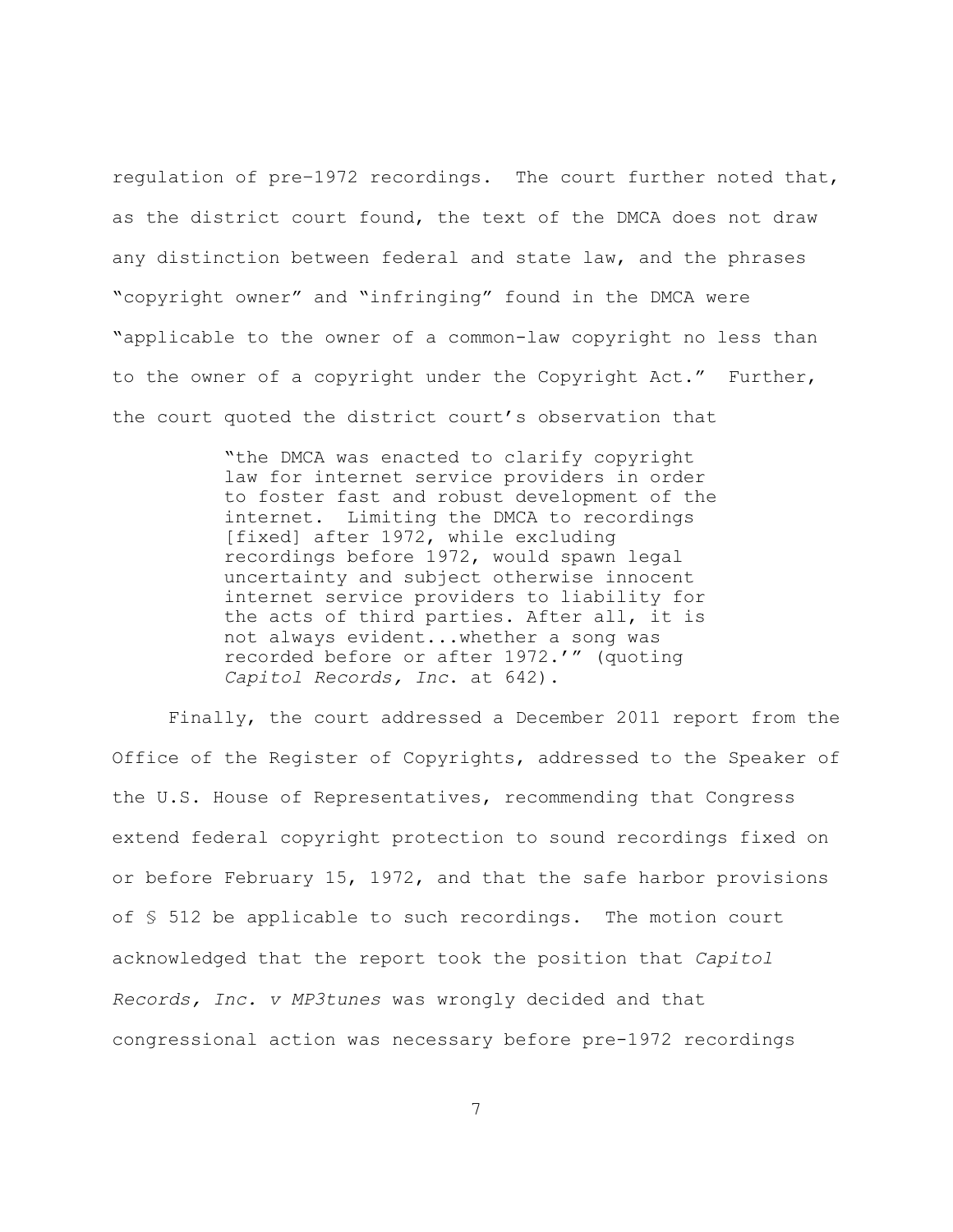regulation of pre-1972 recordings. The court further noted that, as the district court found, the text of the DMCA does not draw any distinction between federal and state law, and the phrases "copyright owner" and "infringing" found in the DMCA were "applicable to the owner of a common-law copyright no less than to the owner of a copyright under the Copyright Act." Further, the court quoted the district court's observation that

> "the DMCA was enacted to clarify copyright law for internet service providers in order to foster fast and robust development of the internet. Limiting the DMCA to recordings [fixed] after 1972, while excluding recordings before 1972, would spawn legal uncertainty and subject otherwise innocent internet service providers to liability for the acts of third parties. After all, it is not always evident...whether a song was recorded before or after 1972.'" (quoting *Capitol Records, Inc.* at 642).

Finally, the court addressed a December 2011 report from the Office of the Register of Copyrights, addressed to the Speaker of the U.S. House of Representatives, recommending that Congress extend federal copyright protection to sound recordings fixed on or before February 15, 1972, and that the safe harbor provisions of § 512 be applicable to such recordings. The motion court acknowledged that the report took the position that *Capitol Records, Inc. v MP3tunes* was wrongly decided and that congressional action was necessary before pre-1972 recordings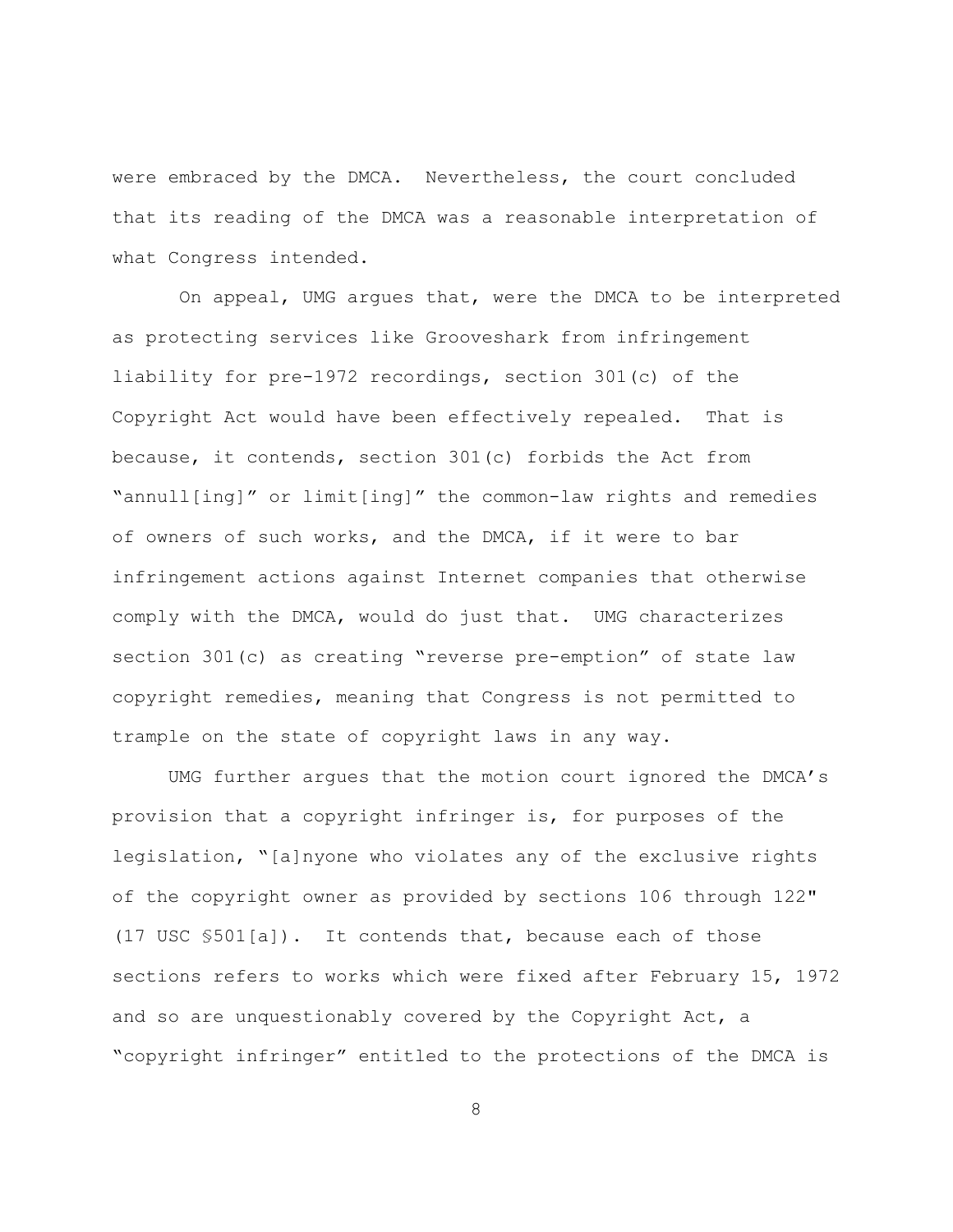were embraced by the DMCA. Nevertheless, the court concluded that its reading of the DMCA was a reasonable interpretation of what Congress intended.

On appeal, UMG argues that, were the DMCA to be interpreted as protecting services like Grooveshark from infringement liability for pre-1972 recordings, section 301(c) of the Copyright Act would have been effectively repealed. That is because, it contends, section 301(c) forbids the Act from "annull[ing]" or limit[ing]" the common-law rights and remedies of owners of such works, and the DMCA, if it were to bar infringement actions against Internet companies that otherwise comply with the DMCA, would do just that. UMG characterizes section 301(c) as creating "reverse pre-emption" of state law copyright remedies, meaning that Congress is not permitted to trample on the state of copyright laws in any way.

UMG further argues that the motion court ignored the DMCA's provision that a copyright infringer is, for purposes of the legislation, "[a]nyone who violates any of the exclusive rights of the copyright owner as provided by sections 106 through 122" (17 USC §501[a]). It contends that, because each of those sections refers to works which were fixed after February 15, 1972 and so are unquestionably covered by the Copyright Act, a "copyright infringer" entitled to the protections of the DMCA is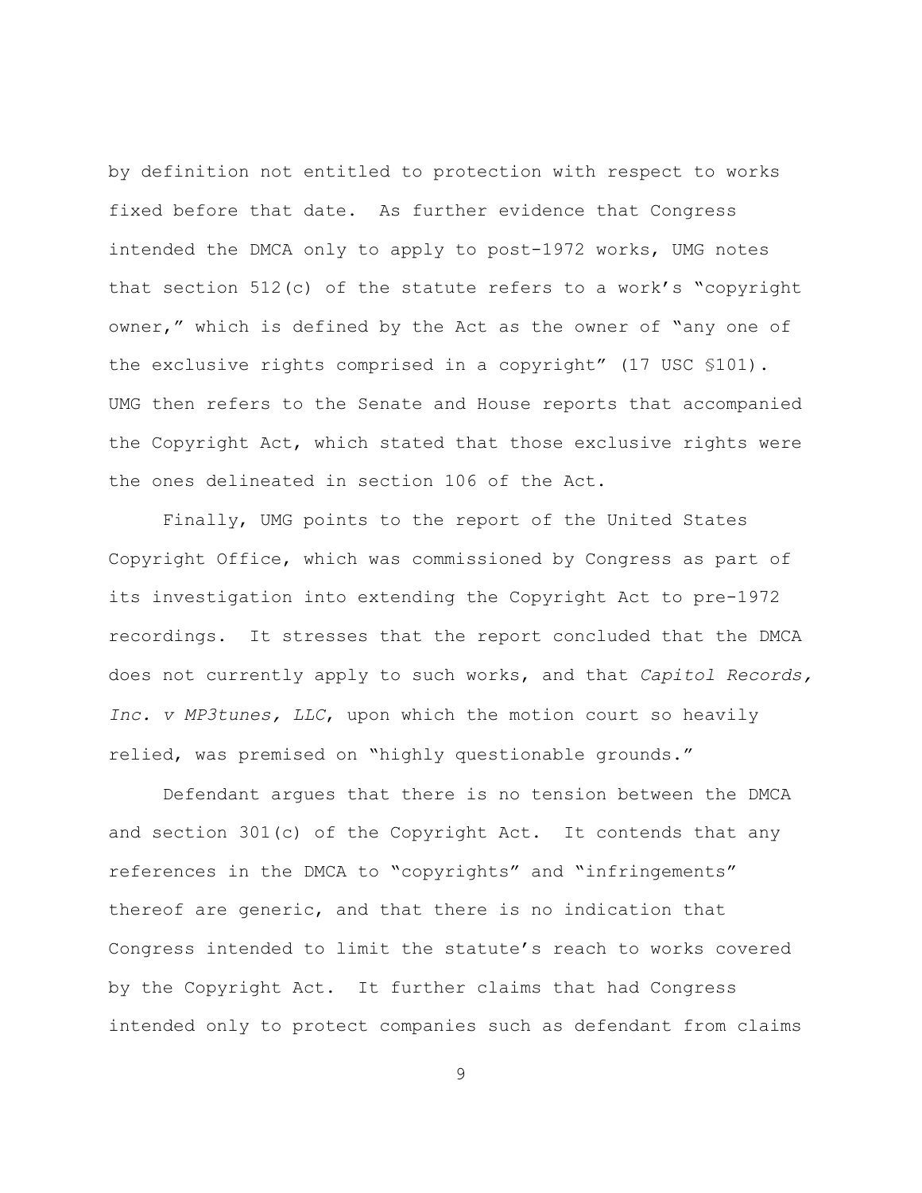by definition not entitled to protection with respect to works fixed before that date. As further evidence that Congress intended the DMCA only to apply to post-1972 works, UMG notes that section 512(c) of the statute refers to a work's "copyright owner," which is defined by the Act as the owner of "any one of the exclusive rights comprised in a copyright" (17 USC §101). UMG then refers to the Senate and House reports that accompanied the Copyright Act, which stated that those exclusive rights were the ones delineated in section 106 of the Act.

Finally, UMG points to the report of the United States Copyright Office, which was commissioned by Congress as part of its investigation into extending the Copyright Act to pre-1972 recordings. It stresses that the report concluded that the DMCA does not currently apply to such works, and that *Capitol Records, Inc. v MP3tunes, LLC*, upon which the motion court so heavily relied, was premised on "highly questionable grounds."

Defendant argues that there is no tension between the DMCA and section 301(c) of the Copyright Act. It contends that any references in the DMCA to "copyrights" and "infringements" thereof are generic, and that there is no indication that Congress intended to limit the statute's reach to works covered by the Copyright Act. It further claims that had Congress intended only to protect companies such as defendant from claims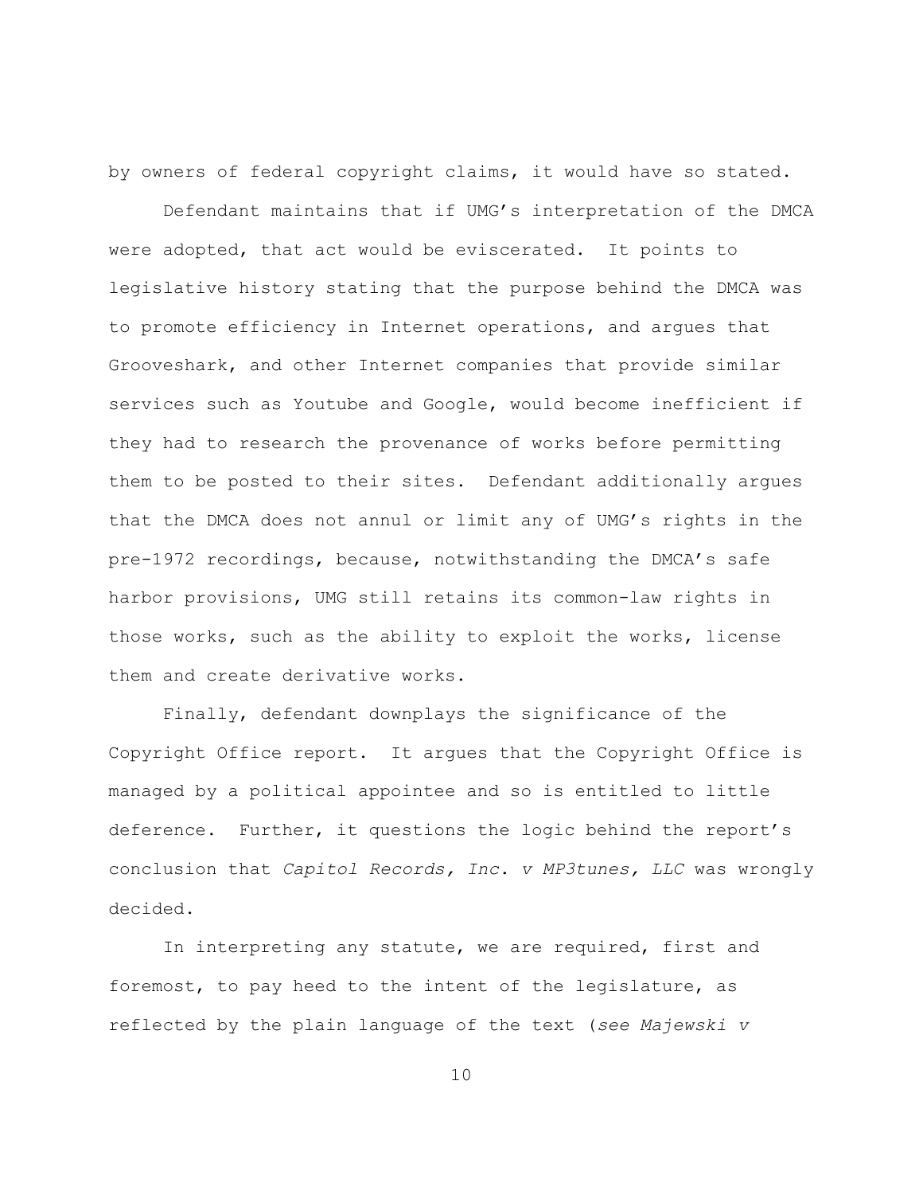by owners of federal copyright claims, it would have so stated.

Defendant maintains that if UMG's interpretation of the DMCA were adopted, that act would be eviscerated. It points to legislative history stating that the purpose behind the DMCA was to promote efficiency in Internet operations, and argues that Grooveshark, and other Internet companies that provide similar services such as Youtube and Google, would become inefficient if they had to research the provenance of works before permitting them to be posted to their sites. Defendant additionally argues that the DMCA does not annul or limit any of UMG's rights in the pre-1972 recordings, because, notwithstanding the DMCA's safe harbor provisions, UMG still retains its common-law rights in those works, such as the ability to exploit the works, license them and create derivative works.

Finally, defendant downplays the significance of the Copyright Office report. It argues that the Copyright Office is managed by a political appointee and so is entitled to little deference. Further, it questions the logic behind the report's conclusion that *Capitol Records, Inc. v MP3tunes, LLC* was wrongly decided.

In interpreting any statute, we are required, first and foremost, to pay heed to the intent of the legislature, as reflected by the plain language of the text (*see Majewski v*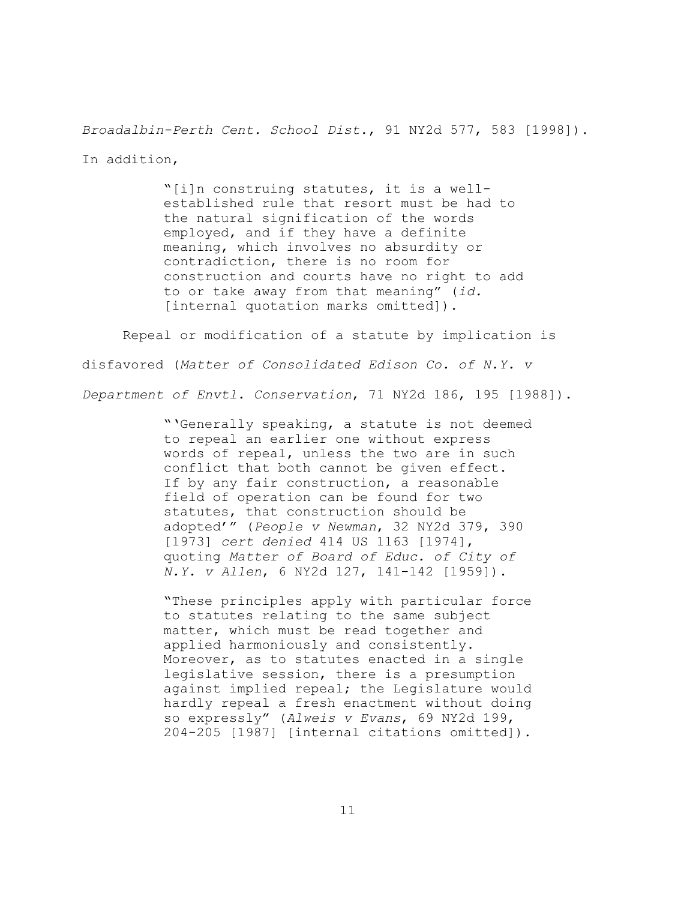*Broadalbin-Perth Cent. School Dist.*, 91 NY2d 577, 583 [1998]). In addition,

> "[i]n construing statutes, it is a well-established rule that resort must be had to the natural signification of the words employed, and if they have a definite meaning, which involves no absurdity or contradiction, there is no room for construction and courts have no right to add to or take away from that meaning" (*id.* [internal quotation marks omitted]).

Repeal or modification of a statute by implication is disfavored (*Matter of Consolidated Edison Co. of N.Y. v Department of Envtl. Conservation*, 71 NY2d 186, 195 [1988]).

> "'Generally speaking, a statute is not deemed to repeal an earlier one without express words of repeal, unless the two are in such conflict that both cannot be given effect. If by any fair construction, a reasonable field of operation can be found for two statutes, that construction should be adopted'" (*People v Newman*, 32 NY2d 379, 390 [1973] *cert denied* 414 US 1163 [1974], quoting *Matter of Board of Educ. of City of N.Y. v Allen*, 6 NY2d 127, 141-142 [1959]).

> "These principles apply with particular force to statutes relating to the same subject matter, which must be read together and applied harmoniously and consistently. Moreover, as to statutes enacted in a single legislative session, there is a presumption against implied repeal; the Legislature would hardly repeal a fresh enactment without doing so expressly" (*Alweis v Evans*, 69 NY2d 199, 204-205 [1987] [internal citations omitted]).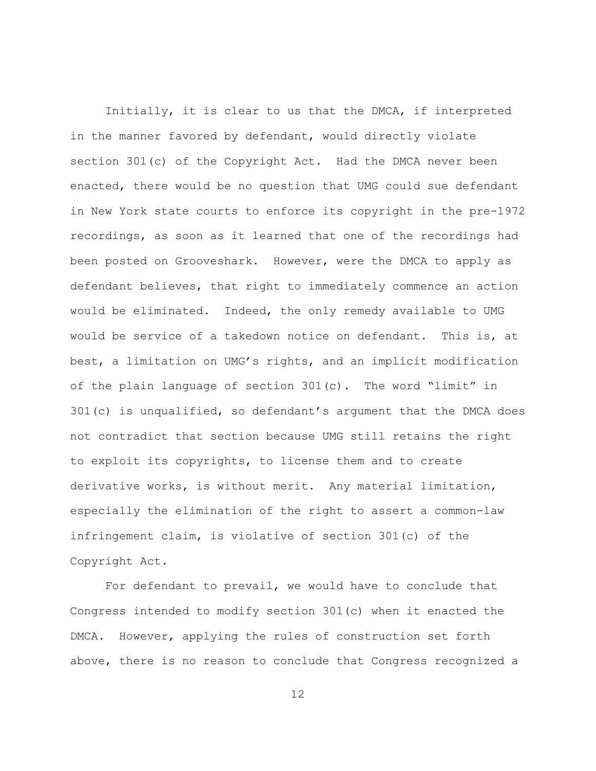Initially, it is clear to us that the DMCA, if interpreted in the manner favored by defendant, would directly violate section 301(c) of the Copyright Act. Had the DMCA never been enacted, there would be no question that UMG could sue defendant in New York state courts to enforce its copyright in the pre-1972 recordings, as soon as it learned that one of the recordings had been posted on Grooveshark. However, were the DMCA to apply as defendant believes, that right to immediately commence an action would be eliminated. Indeed, the only remedy available to UMG would be service of a takedown notice on defendant. This is, at best, a limitation on UMG's rights, and an implicit modification of the plain language of section 301(c). The word "limit" in 301(c) is unqualified, so defendant's argument that the DMCA does not contradict that section because UMG still retains the right to exploit its copyrights, to license them and to create derivative works, is without merit. Any material limitation, especially the elimination of the right to assert a common-law infringement claim, is violative of section 301(c) of the Copyright Act.

For defendant to prevail, we would have to conclude that Congress intended to modify section 301(c) when it enacted the DMCA. However, applying the rules of construction set forth above, there is no reason to conclude that Congress recognized a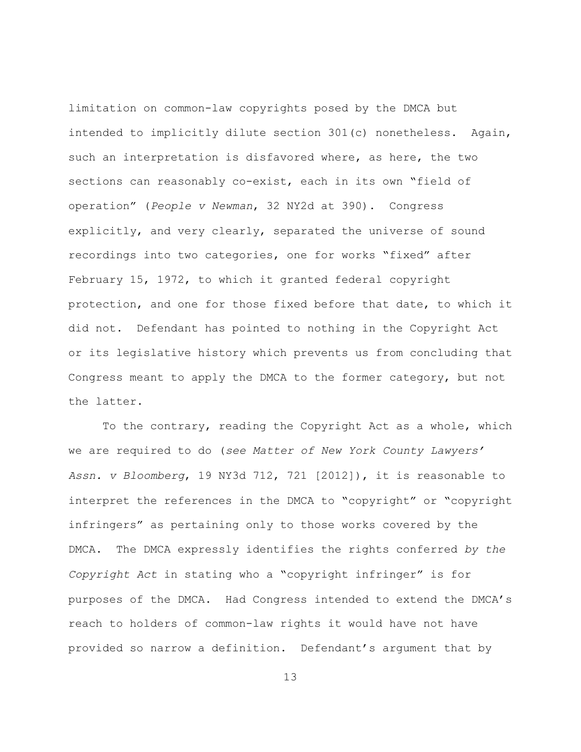limitation on common-law copyrights posed by the DMCA but intended to implicitly dilute section 301(c) nonetheless. Again, such an interpretation is disfavored where, as here, the two sections can reasonably co-exist, each in its own "field of operation" (*People v Newman*, 32 NY2d at 390). Congress explicitly, and very clearly, separated the universe of sound recordings into two categories, one for works "fixed" after February 15, 1972, to which it granted federal copyright protection, and one for those fixed before that date, to which it did not. Defendant has pointed to nothing in the Copyright Act or its legislative history which prevents us from concluding that Congress meant to apply the DMCA to the former category, but not the latter.

To the contrary, reading the Copyright Act as a whole, which we are required to do (*see Matter of New York County Lawyers' Assn. v Bloomberg*, 19 NY3d 712, 721 [2012]), it is reasonable to interpret the references in the DMCA to "copyright" or "copyright infringers" as pertaining only to those works covered by the DMCA. The DMCA expressly identifies the rights conferred *by the Copyright Act* in stating who a "copyright infringer" is for purposes of the DMCA. Had Congress intended to extend the DMCA's reach to holders of common-law rights it would have not have provided so narrow a definition. Defendant's argument that by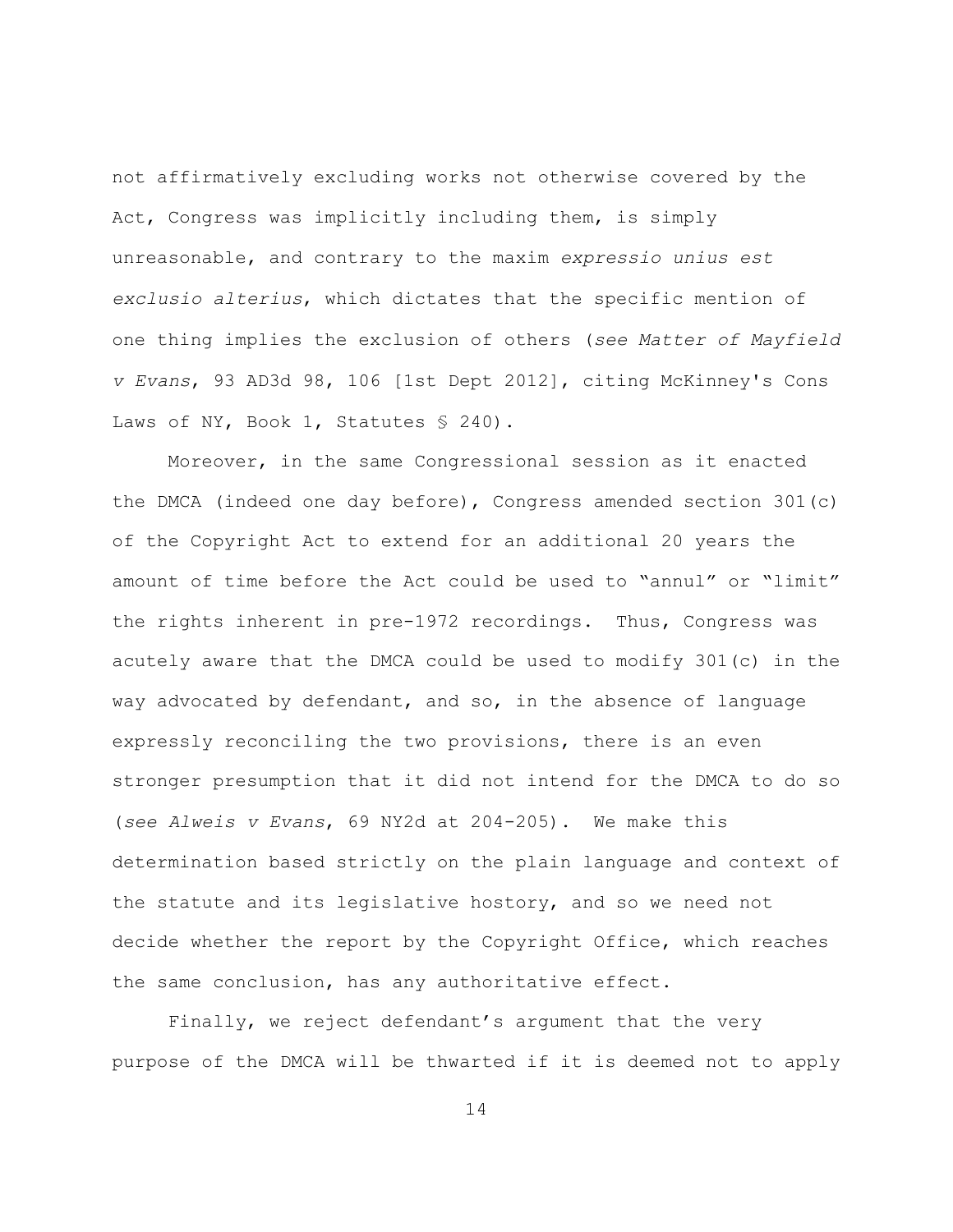not affirmatively excluding works not otherwise covered by the Act, Congress was implicitly including them, is simply unreasonable, and contrary to the maxim *expressio unius est exclusio alterius*, which dictates that the specific mention of one thing implies the exclusion of others (*see Matter of Mayfield v Evans*, 93 AD3d 98, 106 [1st Dept 2012], citing McKinney's Cons Laws of NY, Book 1, Statutes § 240).

Moreover, in the same Congressional session as it enacted the DMCA (indeed one day before), Congress amended section 301(c) of the Copyright Act to extend for an additional 20 years the amount of time before the Act could be used to "annul" or "limit" the rights inherent in pre-1972 recordings. Thus, Congress was acutely aware that the DMCA could be used to modify 301(c) in the way advocated by defendant, and so, in the absence of language expressly reconciling the two provisions, there is an even stronger presumption that it did not intend for the DMCA to do so (*see Alweis v Evans*, 69 NY2d at 204-205). We make this determination based strictly on the plain language and context of the statute and its legislative hostory, and so we need not decide whether the report by the Copyright Office, which reaches the same conclusion, has any authoritative effect.

Finally, we reject defendant's argument that the very purpose of the DMCA will be thwarted if it is deemed not to apply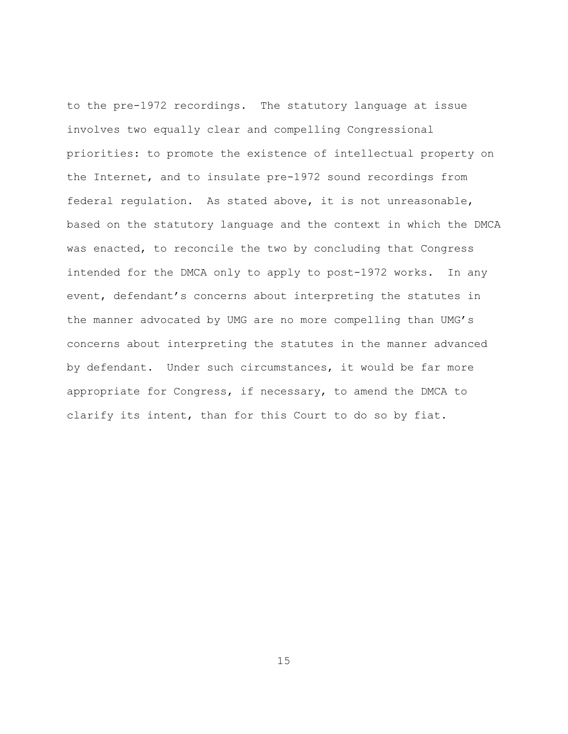to the pre-1972 recordings. The statutory language at issue involves two equally clear and compelling Congressional priorities: to promote the existence of intellectual property on the Internet, and to insulate pre-1972 sound recordings from federal regulation. As stated above, it is not unreasonable, based on the statutory language and the context in which the DMCA was enacted, to reconcile the two by concluding that Congress intended for the DMCA only to apply to post-1972 works. In any event, defendant's concerns about interpreting the statutes in the manner advocated by UMG are no more compelling than UMG's concerns about interpreting the statutes in the manner advanced by defendant. Under such circumstances, it would be far more appropriate for Congress, if necessary, to amend the DMCA to clarify its intent, than for this Court to do so by fiat.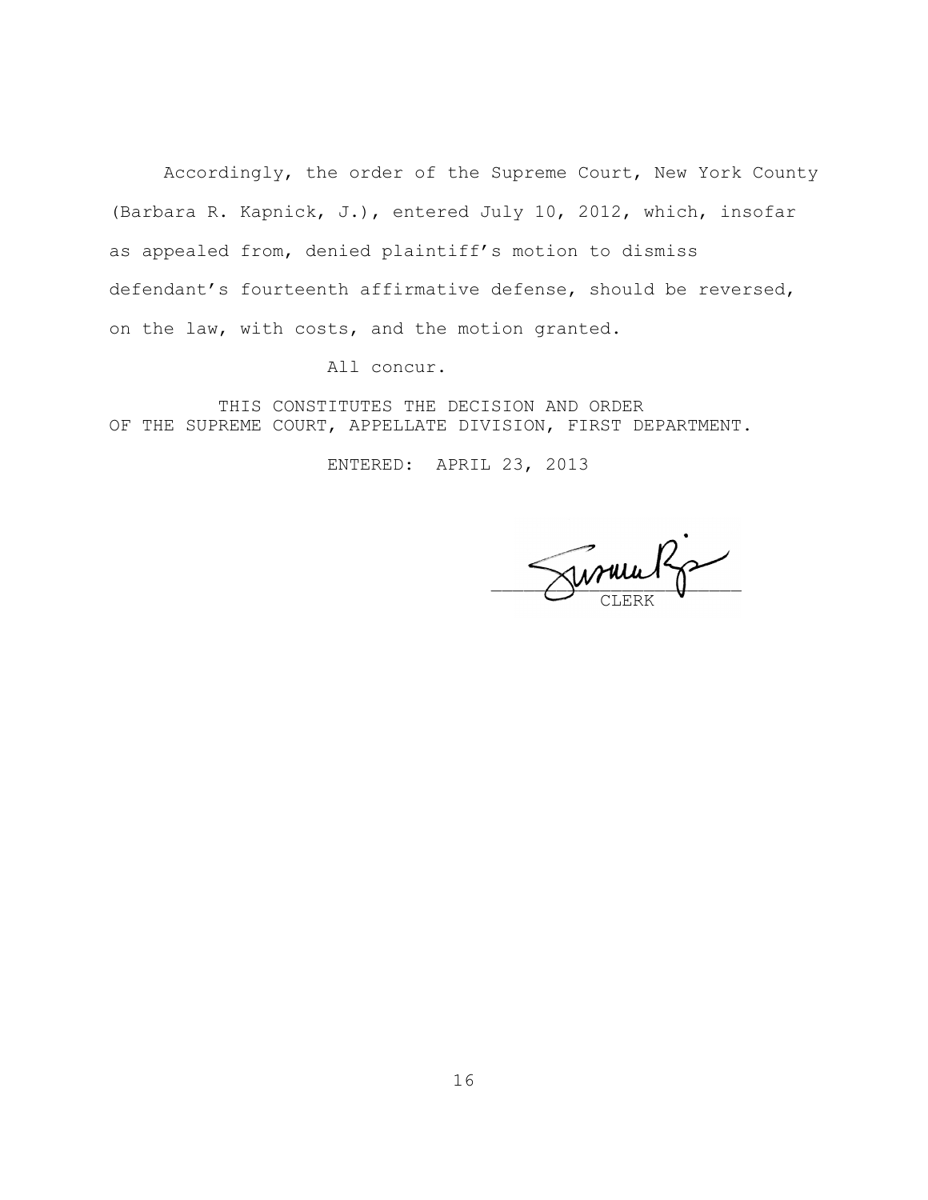Accordingly, the order of the Supreme Court, New York County (Barbara R. Kapnick, J.), entered July 10, 2012, which, insofar as appealed from, denied plaintiff's motion to dismiss defendant's fourteenth affirmative defense, should be reversed, on the law, with costs, and the motion granted.

All concur.

THIS CONSTITUTES THE DECISION AND ORDER OF THE SUPREME COURT, APPELLATE DIVISION, FIRST DEPARTMENT.

ENTERED: APRIL 23, 2013

_______________________
CLERK